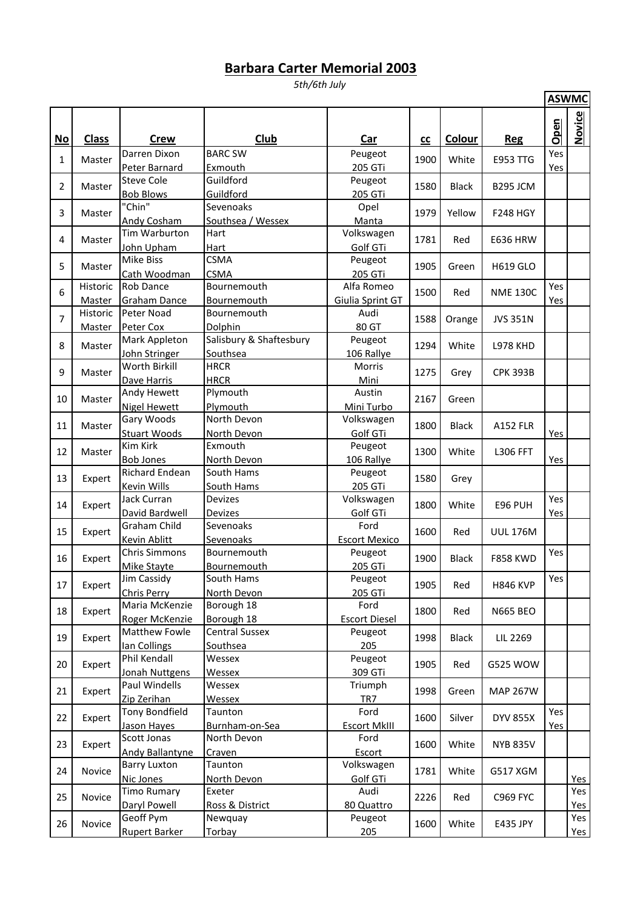# Barbara Carter Memorial 2003

*5th/6th July*

| | | | | | | | | ASWMC | |
|---|---|---|---|---|---|---|---|---|---|
| **No** | **Class** | **Crew** | **Club** | **Car** | **cc** | **Colour** | **Reg** | **Open** | **Novice** |
| 1 | Master | Darren Dixon<br>Peter Barnard | BARC SW<br>Exmouth | Peugeot<br>205 GTi | 1900 | White | E953 TTG | Yes<br>Yes | |
| 2 | Master | Steve Cole<br>Bob Blows | Guildford<br>Guildford | Peugeot<br>205 GTi | 1580 | Black | B295 JCM | | |
| 3 | Master | "Chin"<br>Andy Cosham | Sevenoaks<br>Southsea / Wessex | Opel<br>Manta | 1979 | Yellow | F248 HGY | | |
| 4 | Master | Tim Warburton<br>John Upham | Hart<br>Hart | Volkswagen<br>Golf GTi | 1781 | Red | E636 HRW | | |
| 5 | Master | Mike Biss<br>Cath Woodman | CSMA<br>CSMA | Peugeot<br>205 GTi | 1905 | Green | H619 GLO | | |
| 6 | Historic Master | Rob Dance<br>Graham Dance | Bournemouth<br>Bournemouth | Alfa Romeo<br>Giulia Sprint GT | 1500 | Red | NME 130C | Yes<br>Yes | |
| 7 | Historic Master | Peter Noad<br>Peter Cox | Bournemouth<br>Dolphin | Audi<br>80 GT | 1588 | Orange | JVS 351N | | |
| 8 | Master | Mark Appleton<br>John Stringer | Salisbury & Shaftesbury<br>Southsea | Peugeot<br>106 Rallye | 1294 | White | L978 KHD | | |
| 9 | Master | Worth Birkill<br>Dave Harris | HRCR<br>HRCR | Morris<br>Mini | 1275 | Grey | CPK 393B | | |
| 10 | Master | Andy Hewett<br>Nigel Hewett | Plymouth<br>Plymouth | Austin<br>Mini Turbo | 2167 | Green | | | |
| 11 | Master | Gary Woods<br>Stuart Woods | North Devon<br>North Devon | Volkswagen<br>Golf GTi | 1800 | Black | A152 FLR | <br>Yes | |
| 12 | Master | Kim Kirk<br>Bob Jones | Exmouth<br>North Devon | Peugeot<br>106 Rallye | 1300 | White | L306 FFT | <br>Yes | |
| 13 | Expert | Richard Endean<br>Kevin Wills | South Hams<br>South Hams | Peugeot<br>205 GTi | 1580 | Grey | | | |
| 14 | Expert | Jack Curran<br>David Bardwell | Devizes<br>Devizes | Volkswagen<br>Golf GTi | 1800 | White | E96 PUH | Yes<br>Yes | |
| 15 | Expert | Graham Child<br>Kevin Ablitt | Sevenoaks<br>Sevenoaks | Ford<br>Escort Mexico | 1600 | Red | UUL 176M | | |
| 16 | Expert | Chris Simmons<br>Mike Stayte | Bournemouth<br>Bournemouth | Peugeot<br>205 GTi | 1900 | Black | F858 KWD | Yes | |
| 17 | Expert | Jim Cassidy<br>Chris Perry | South Hams<br>North Devon | Peugeot<br>205 GTi | 1905 | Red | H846 KVP | Yes | |
| 18 | Expert | Maria McKenzie<br>Roger McKenzie | Borough 18<br>Borough 18 | Ford<br>Escort Diesel | 1800 | Red | N665 BEO | | |
| 19 | Expert | Matthew Fowle<br>Ian Collings | Central Sussex<br>Southsea | Peugeot<br>205 | 1998 | Black | LIL 2269 | | |
| 20 | Expert | Phil Kendall<br>Jonah Nuttgens | Wessex<br>Wessex | Peugeot<br>309 GTi | 1905 | Red | G525 WOW | | |
| 21 | Expert | Paul Windells<br>Zip Zerihan | Wessex<br>Wessex | Triumph<br>TR7 | 1998 | Green | MAP 267W | | |
| 22 | Expert | Tony Bondfield<br>Jason Hayes | Taunton<br>Burnham-on-Sea | Ford<br>Escort MkIII | 1600 | Silver | DYV 855X | Yes<br>Yes | |
| 23 | Expert | Scott Jonas<br>Andy Ballantyne | North Devon<br>Craven | Ford<br>Escort | 1600 | White | NYB 835V | | |
| 24 | Novice | Barry Luxton<br>Nic Jones | Taunton<br>North Devon | Volkswagen<br>Golf GTi | 1781 | White | G517 XGM | | <br>Yes |
| 25 | Novice | Timo Rumary<br>Daryl Powell | Exeter<br>Ross & District | Audi<br>80 Quattro | 2226 | Red | C969 FYC | | Yes<br>Yes |
| 26 | Novice | Geoff Pym<br>Rupert Barker | Newquay<br>Torbay | Peugeot<br>205 | 1600 | White | E435 JPY | | Yes<br>Yes |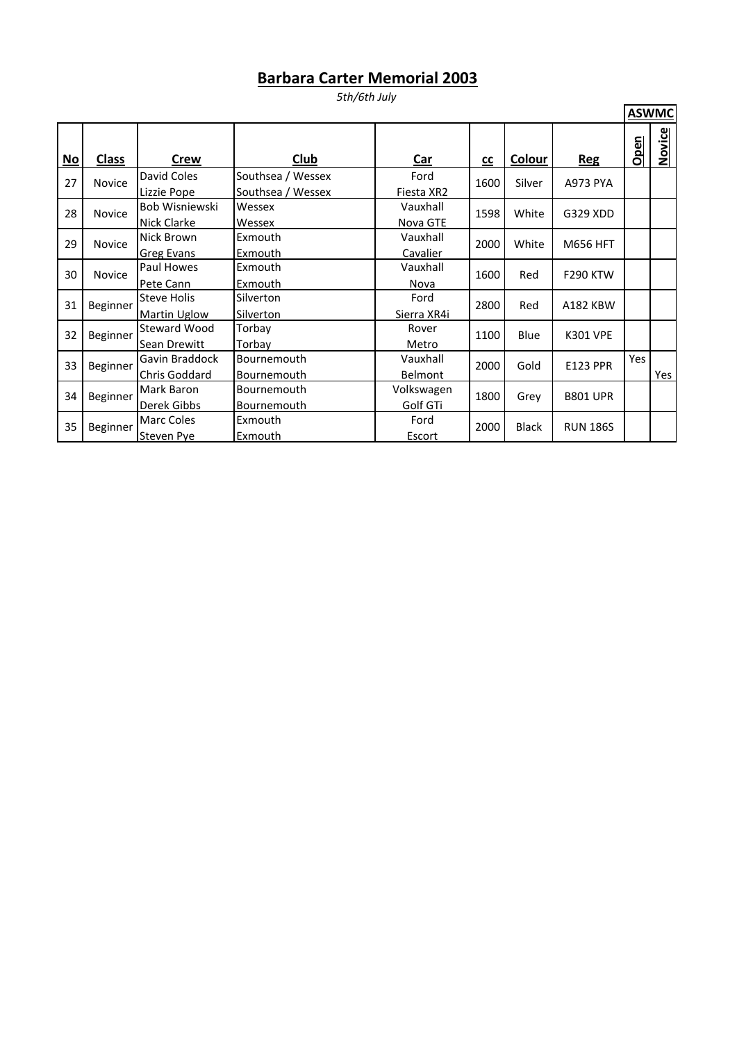# Barbara Carter Memorial 2003

*5th/6th July*

| No | Class | Crew | Club | Car | cc | Colour | Reg | ASWMC Open | ASWMC Novice |
|---|---|---|---|---|---|---|---|---|---|
| 27 | Novice | David Coles<br>Lizzie Pope | Southsea / Wessex<br>Southsea / Wessex | Ford<br>Fiesta XR2 | 1600 | Silver | A973 PYA | | |
| 28 | Novice | Bob Wisniewski<br>Nick Clarke | Wessex<br>Wessex | Vauxhall<br>Nova GTE | 1598 | White | G329 XDD | | |
| 29 | Novice | Nick Brown<br>Greg Evans | Exmouth<br>Exmouth | Vauxhall<br>Cavalier | 2000 | White | M656 HFT | | |
| 30 | Novice | Paul Howes<br>Pete Cann | Exmouth<br>Exmouth | Vauxhall<br>Nova | 1600 | Red | F290 KTW | | |
| 31 | Beginner | Steve Holis<br>Martin Uglow | Silverton<br>Silverton | Ford<br>Sierra XR4i | 2800 | Red | A182 KBW | | |
| 32 | Beginner | Steward Wood<br>Sean Drewitt | Torbay<br>Torbay | Rover<br>Metro | 1100 | Blue | K301 VPE | | |
| 33 | Beginner | Gavin Braddock<br>Chris Goddard | Bournemouth<br>Bournemouth | Vauxhall<br>Belmont | 2000 | Gold | E123 PPR | Yes | Yes |
| 34 | Beginner | Mark Baron<br>Derek Gibbs | Bournemouth<br>Bournemouth | Volkswagen<br>Golf GTi | 1800 | Grey | B801 UPR | | |
| 35 | Beginner | Marc Coles<br>Steven Pye | Exmouth<br>Exmouth | Ford<br>Escort | 2000 | Black | RUN 186S | | |